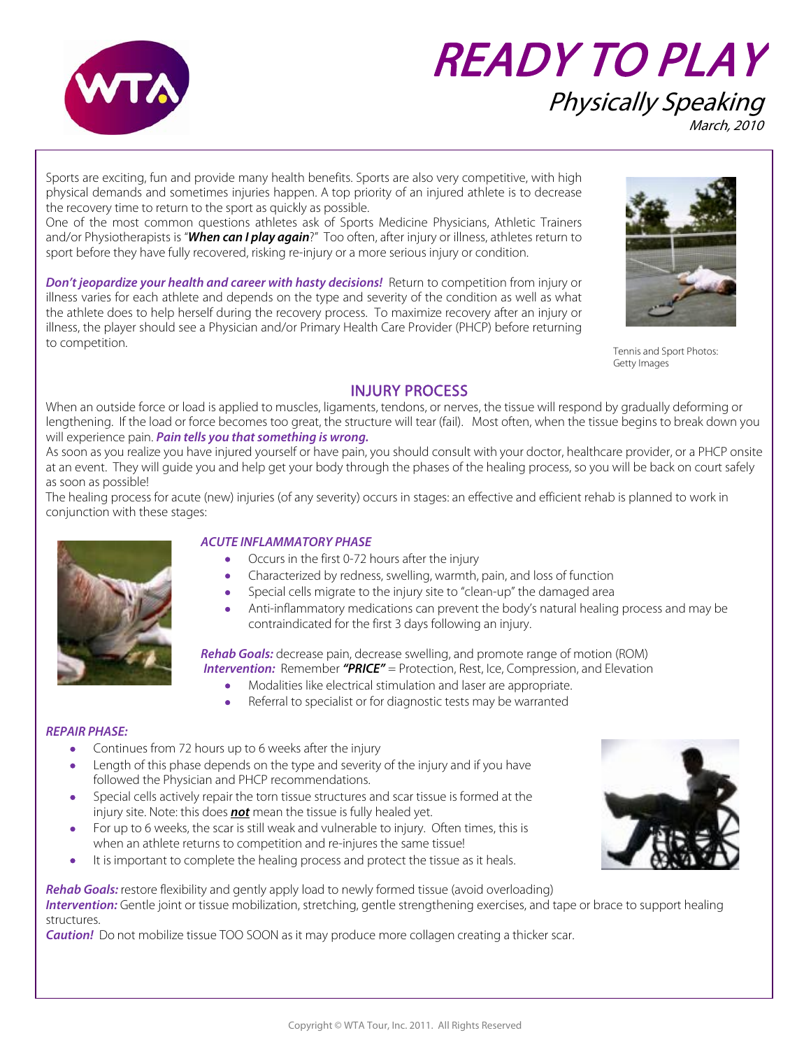# READY TO PLAY

## Physically Speaking

March, 2010

Sports are exciting, fun and provide many health benefits. Sports are also very competitive, with high physical demands and sometimes injuries happen. A top priority of an injured athlete is to decrease the recovery time to return to the sport as quickly as possible.

One of the most common questions athletes ask of Sports Medicine Physicians, Athletic Trainers and/or Physiotherapists is "***When can I play again***?" Too often, after injury or illness, athletes return to sport before they have fully recovered, risking re-injury or a more serious injury or condition.

***Don't jeopardize your health and career with hasty decisions!*** Return to competition from injury or illness varies for each athlete and depends on the type and severity of the condition as well as what the athlete does to help herself during the recovery process. To maximize recovery after an injury or illness, the player should see a Physician and/or Primary Health Care Provider (PHCP) before returning to competition.

Tennis and Sport Photos: Getty Images

## INJURY PROCESS

When an outside force or load is applied to muscles, ligaments, tendons, or nerves, the tissue will respond by gradually deforming or lengthening. If the load or force becomes too great, the structure will tear (fail). Most often, when the tissue begins to break down you will experience pain. ***Pain tells you that something is wrong.***

As soon as you realize you have injured yourself or have pain, you should consult with your doctor, healthcare provider, or a PHCP onsite at an event. They will guide you and help get your body through the phases of the healing process, so you will be back on court safely as soon as possible!

The healing process for acute (new) injuries (of any severity) occurs in stages: an effective and efficient rehab is planned to work in conjunction with these stages:

### *ACUTE INFLAMMATORY PHASE*

- Occurs in the first 0-72 hours after the injury
- Characterized by redness, swelling, warmth, pain, and loss of function
- Special cells migrate to the injury site to "clean-up" the damaged area
- Anti-inflammatory medications can prevent the body's natural healing process and may be contraindicated for the first 3 days following an injury.

***Rehab Goals:*** decrease pain, decrease swelling, and promote range of motion (ROM)

***Intervention:*** Remember ***"PRICE"*** = Protection, Rest, Ice, Compression, and Elevation

- Modalities like electrical stimulation and laser are appropriate.
- Referral to specialist or for diagnostic tests may be warranted

### *REPAIR PHASE:*

- Continues from 72 hours up to 6 weeks after the injury
- Length of this phase depends on the type and severity of the injury and if you have followed the Physician and PHCP recommendations.
- Special cells actively repair the torn tissue structures and scar tissue is formed at the injury site. Note: this does ***not*** mean the tissue is fully healed yet.
- For up to 6 weeks, the scar is still weak and vulnerable to injury. Often times, this is when an athlete returns to competition and re-injures the same tissue!
- It is important to complete the healing process and protect the tissue as it heals.

***Rehab Goals:*** restore flexibility and gently apply load to newly formed tissue (avoid overloading)

***Intervention:*** Gentle joint or tissue mobilization, stretching, gentle strengthening exercises, and tape or brace to support healing structures.

***Caution!*** Do not mobilize tissue TOO SOON as it may produce more collagen creating a thicker scar.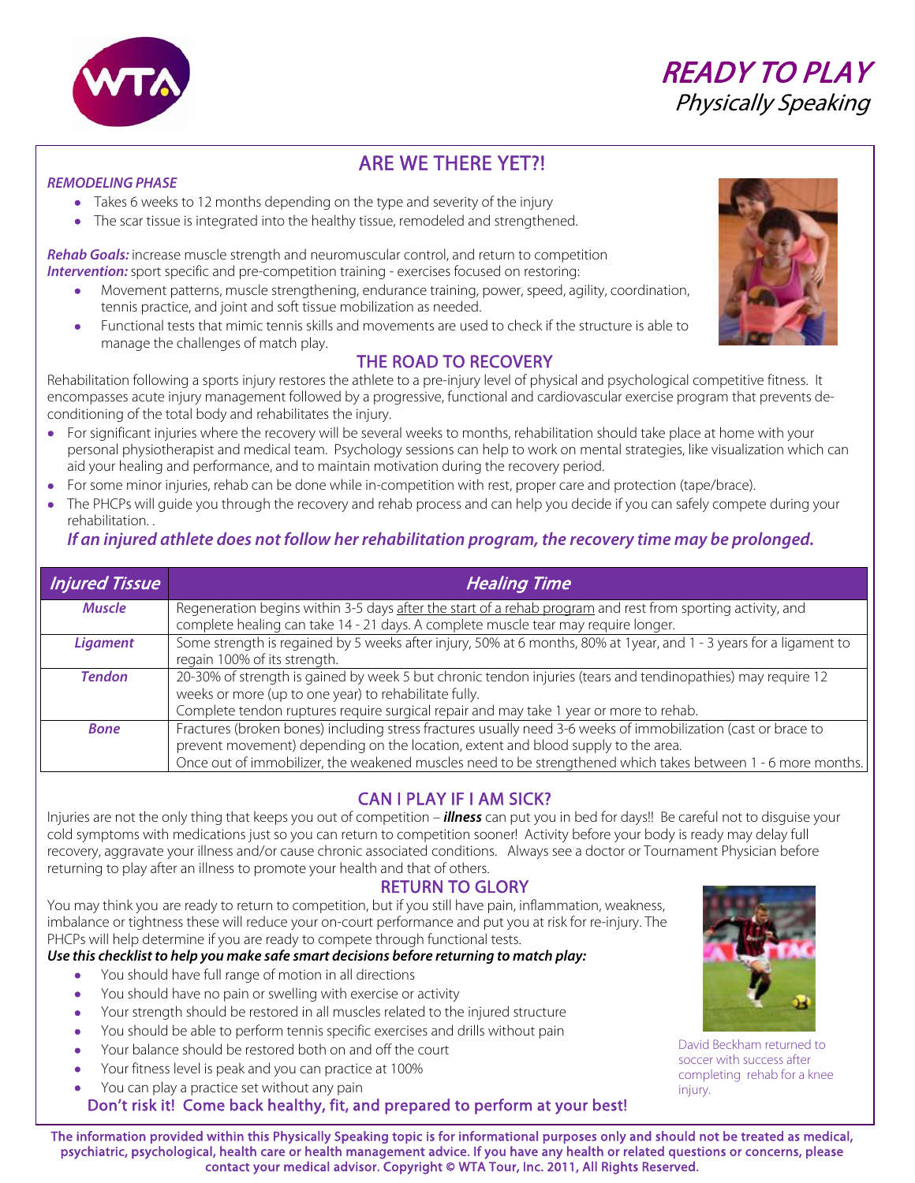# READY TO PLAY
## Physically Speaking

## ARE WE THERE YET?!

***REMODELING PHASE***

- Takes 6 weeks to 12 months depending on the type and severity of the injury
- The scar tissue is integrated into the healthy tissue, remodeled and strengthened.

***Rehab Goals:*** increase muscle strength and neuromuscular control, and return to competition
***Intervention:*** sport specific and pre-competition training - exercises focused on restoring:

- Movement patterns, muscle strengthening, endurance training, power, speed, agility, coordination, tennis practice, and joint and soft tissue mobilization as needed.
- Functional tests that mimic tennis skills and movements are used to check if the structure is able to manage the challenges of match play.

## THE ROAD TO RECOVERY

Rehabilitation following a sports injury restores the athlete to a pre-injury level of physical and psychological competitive fitness. It encompasses acute injury management followed by a progressive, functional and cardiovascular exercise program that prevents de-conditioning of the total body and rehabilitates the injury.

- For significant injuries where the recovery will be several weeks to months, rehabilitation should take place at home with your personal physiotherapist and medical team. Psychology sessions can help to work on mental strategies, like visualization which can aid your healing and performance, and to maintain motivation during the recovery period.
- For some minor injuries, rehab can be done while in-competition with rest, proper care and protection (tape/brace).
- The PHCPs will guide you through the recovery and rehab process and can help you decide if you can safely compete during your rehabilitation. .

***If an injured athlete does not follow her rehabilitation program, the recovery time may be prolonged.***

| *Injured Tissue* | *Healing Time* |
|---|---|
| ***Muscle*** | Regeneration begins within 3-5 days after the start of a rehab program and rest from sporting activity, and complete healing can take 14 - 21 days. A complete muscle tear may require longer. |
| ***Ligament*** | Some strength is regained by 5 weeks after injury, 50% at 6 months, 80% at 1year, and 1 - 3 years for a ligament to regain 100% of its strength. |
| ***Tendon*** | 20-30% of strength is gained by week 5 but chronic tendon injuries (tears and tendinopathies) may require 12 weeks or more (up to one year) to rehabilitate fully.<br>Complete tendon ruptures require surgical repair and may take 1 year or more to rehab. |
| ***Bone*** | Fractures (broken bones) including stress fractures usually need 3-6 weeks of immobilization (cast or brace to prevent movement) depending on the location, extent and blood supply to the area.<br>Once out of immobilizer, the weakened muscles need to be strengthened which takes between 1 - 6 more months. |

## CAN I PLAY IF I AM SICK?

Injuries are not the only thing that keeps you out of competition – ***illness*** can put you in bed for days!! Be careful not to disguise your cold symptoms with medications just so you can return to competition sooner! Activity before your body is ready may delay full recovery, aggravate your illness and/or cause chronic associated conditions. Always see a doctor or Tournament Physician before returning to play after an illness to promote your health and that of others.

## RETURN TO GLORY

You may think you are ready to return to competition, but if you still have pain, inflammation, weakness, imbalance or tightness these will reduce your on-court performance and put you at risk for re-injury. The PHCPs will help determine if you are ready to compete through functional tests.

***Use this checklist to help you make safe smart decisions before returning to match play:***

- You should have full range of motion in all directions
- You should have no pain or swelling with exercise or activity
- Your strength should be restored in all muscles related to the injured structure
- You should be able to perform tennis specific exercises and drills without pain
- Your balance should be restored both on and off the court
- Your fitness level is peak and you can practice at 100%
- You can play a practice set without any pain

David Beckham returned to soccer with success after completing rehab for a knee injury.

**Don't risk it! Come back healthy, fit, and prepared to perform at your best!**

**The information provided within this Physically Speaking topic is for informational purposes only and should not be treated as medical, psychiatric, psychological, health care or health management advice. If you have any health or related questions or concerns, please contact your medical advisor. Copyright © WTA Tour, Inc. 2011, All Rights Reserved.**